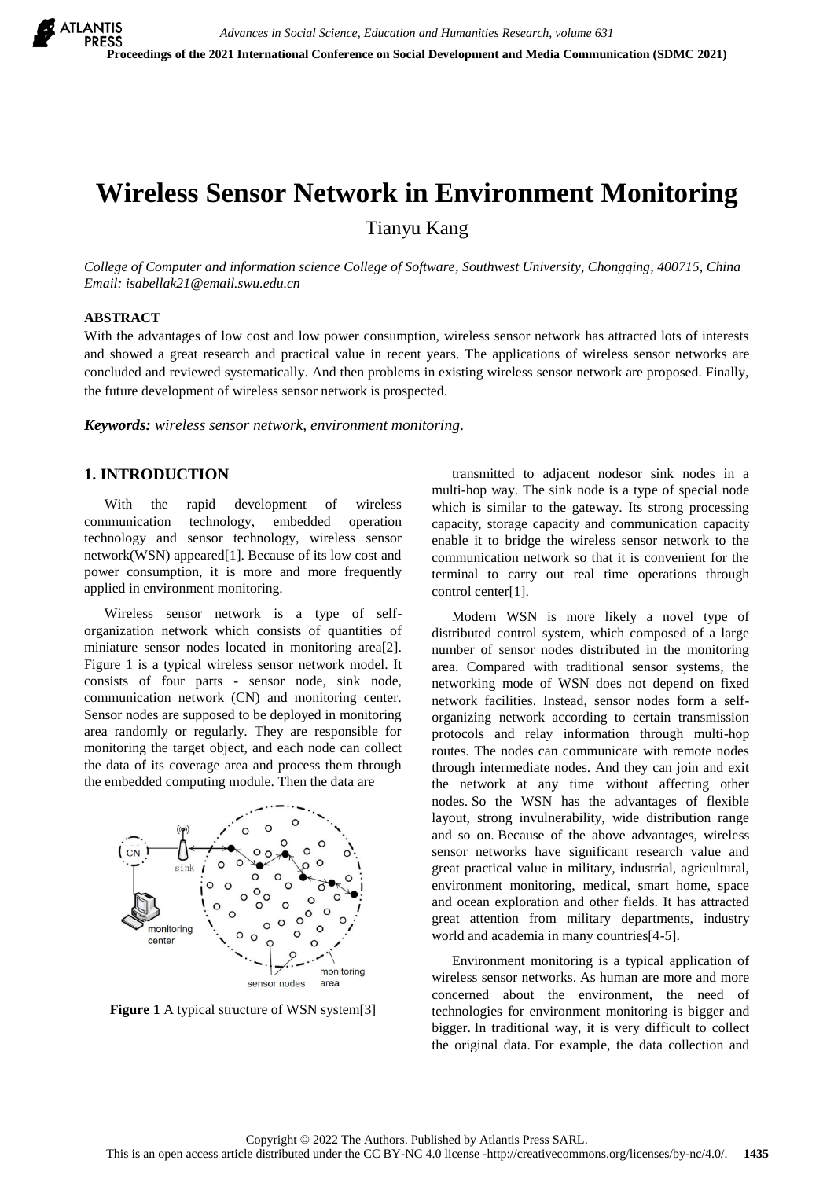# Wireless Sensor Network in Environment Monitoring

Tianyu Kang

*College of Computer and information science College of Software, Southwest University, Chongqing, 400715, China*
*Email: isabellak21@email.swu.edu.cn*

**ABSTRACT**

With the advantages of low cost and low power consumption, wireless sensor network has attracted lots of interests and showed a great research and practical value in recent years. The applications of wireless sensor networks are concluded and reviewed systematically. And then problems in existing wireless sensor network are proposed. Finally, the future development of wireless sensor network is prospected.

***Keywords:*** *wireless sensor network, environment monitoring.*

## 1. INTRODUCTION

With the rapid development of wireless communication technology, embedded operation technology and sensor technology, wireless sensor network(WSN) appeared[1]. Because of its low cost and power consumption, it is more and more frequently applied in environment monitoring.

Wireless sensor network is a type of self-organization network which consists of quantities of miniature sensor nodes located in monitoring area[2]. Figure 1 is a typical wireless sensor network model. It consists of four parts - sensor node, sink node, communication network (CN) and monitoring center. Sensor nodes are supposed to be deployed in monitoring area randomly or regularly. They are responsible for monitoring the target object, and each node can collect the data of its coverage area and process them through the embedded computing module. Then the data are transmitted to adjacent nodesor sink nodes in a multi-hop way. The sink node is a type of special node which is similar to the gateway. Its strong processing capacity, storage capacity and communication capacity enable it to bridge the wireless sensor network to the communication network so that it is convenient for the terminal to carry out real time operations through control center[1].

**Figure 1** A typical structure of WSN system[3]

Modern WSN is more likely a novel type of distributed control system, which composed of a large number of sensor nodes distributed in the monitoring area. Compared with traditional sensor systems, the networking mode of WSN does not depend on fixed network facilities. Instead, sensor nodes form a self-organizing network according to certain transmission protocols and relay information through multi-hop routes. The nodes can communicate with remote nodes through intermediate nodes. And they can join and exit the network at any time without affecting other nodes. So the WSN has the advantages of flexible layout, strong invulnerability, wide distribution range and so on. Because of the above advantages, wireless sensor networks have significant research value and great practical value in military, industrial, agricultural, environment monitoring, medical, smart home, space and ocean exploration and other fields. It has attracted great attention from military departments, industry world and academia in many countries[4-5].

Environment monitoring is a typical application of wireless sensor networks. As human are more and more concerned about the environment, the need of technologies for environment monitoring is bigger and bigger. In traditional way, it is very difficult to collect the original data. For example, the data collection and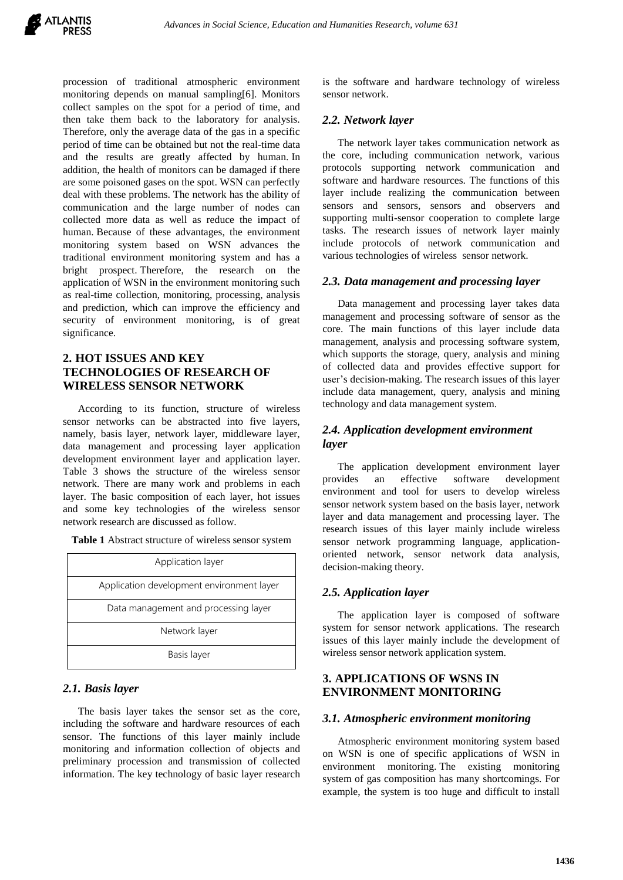procession of traditional atmospheric environment monitoring depends on manual sampling[6]. Monitors collect samples on the spot for a period of time, and then take them back to the laboratory for analysis. Therefore, only the average data of the gas in a specific period of time can be obtained but not the real-time data and the results are greatly affected by human. In addition, the health of monitors can be damaged if there are some poisoned gases on the spot. WSN can perfectly deal with these problems. The network has the ability of communication and the large number of nodes can collected more data as well as reduce the impact of human. Because of these advantages, the environment monitoring system based on WSN advances the traditional environment monitoring system and has a bright prospect. Therefore, the research on the application of WSN in the environment monitoring such as real-time collection, monitoring, processing, analysis and prediction, which can improve the efficiency and security of environment monitoring, is of great significance.

## 2. HOT ISSUES AND KEY TECHNOLOGIES OF RESEARCH OF WIRELESS SENSOR NETWORK

According to its function, structure of wireless sensor networks can be abstracted into five layers, namely, basis layer, network layer, middleware layer, data management and processing layer application development environment layer and application layer. Table 3 shows the structure of the wireless sensor network. There are many work and problems in each layer. The basic composition of each layer, hot issues and some key technologies of the wireless sensor network research are discussed as follow.

**Table 1** Abstract structure of wireless sensor system

| Application layer |
| --- |
| Application development environment layer |
| Data management and processing layer |
| Network layer |
| Basis layer |

### *2.1. Basis layer*

The basis layer takes the sensor set as the core, including the software and hardware resources of each sensor. The functions of this layer mainly include monitoring and information collection of objects and preliminary procession and transmission of collected information. The key technology of basic layer research is the software and hardware technology of wireless sensor network.

### *2.2. Network layer*

The network layer takes communication network as the core, including communication network, various protocols supporting network communication and software and hardware resources. The functions of this layer include realizing the communication between sensors and sensors, sensors and observers and supporting multi-sensor cooperation to complete large tasks. The research issues of network layer mainly include protocols of network communication and various technologies of wireless sensor network.

### *2.3. Data management and processing layer*

Data management and processing layer takes data management and processing software of sensor as the core. The main functions of this layer include data management, analysis and processing software system, which supports the storage, query, analysis and mining of collected data and provides effective support for user's decision-making. The research issues of this layer include data management, query, analysis and mining technology and data management system.

### *2.4. Application development environment layer*

The application development environment layer provides an effective software development environment and tool for users to develop wireless sensor network system based on the basis layer, network layer and data management and processing layer. The research issues of this layer mainly include wireless sensor network programming language, application-oriented network, sensor network data analysis, decision-making theory.

### *2.5. Application layer*

The application layer is composed of software system for sensor network applications. The research issues of this layer mainly include the development of wireless sensor network application system.

## 3. APPLICATIONS OF WSNS IN ENVIRONMENT MONITORING

### *3.1. Atmospheric environment monitoring*

Atmospheric environment monitoring system based on WSN is one of specific applications of WSN in environment monitoring. The existing monitoring system of gas composition has many shortcomings. For example, the system is too huge and difficult to install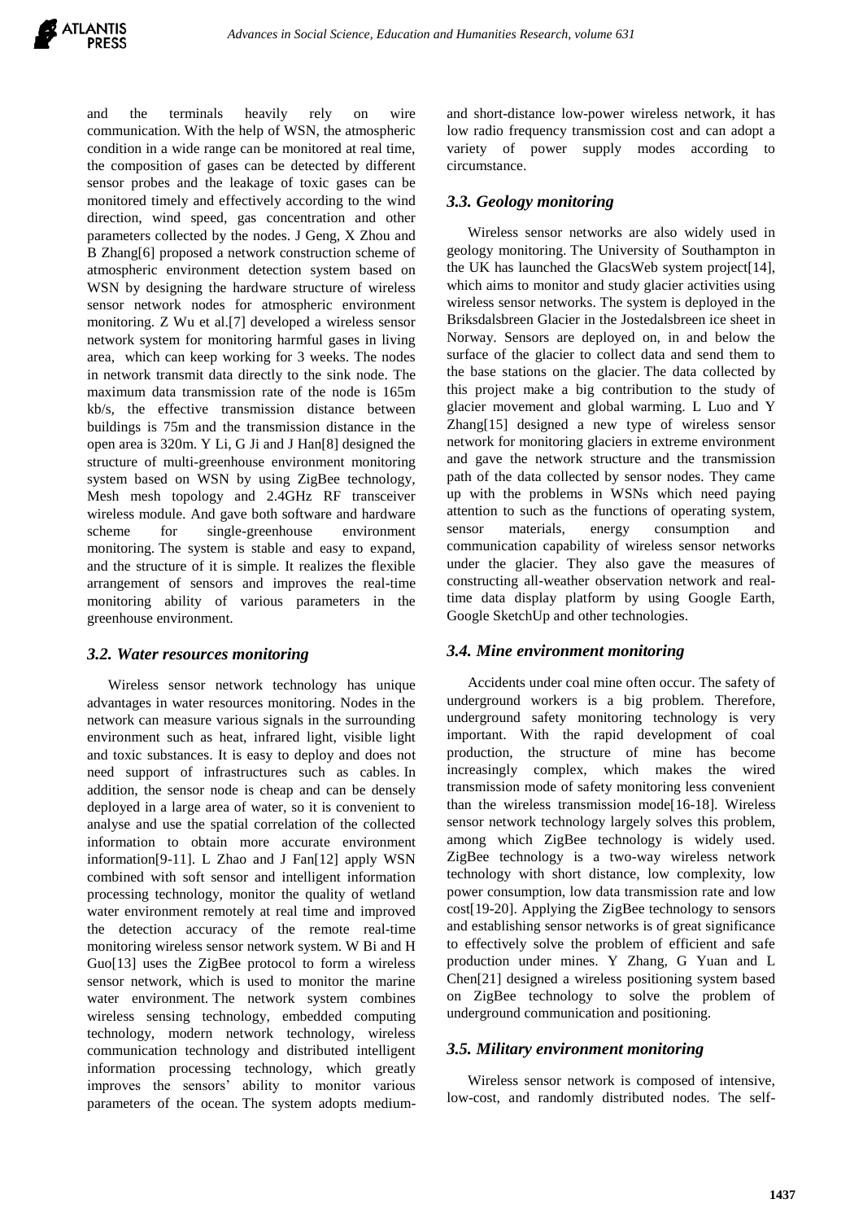and the terminals heavily rely on wire communication. With the help of WSN, the atmospheric condition in a wide range can be monitored at real time, the composition of gases can be detected by different sensor probes and the leakage of toxic gases can be monitored timely and effectively according to the wind direction, wind speed, gas concentration and other parameters collected by the nodes. J Geng, X Zhou and B Zhang[6] proposed a network construction scheme of atmospheric environment detection system based on WSN by designing the hardware structure of wireless sensor network nodes for atmospheric environment monitoring. Z Wu et al.[7] developed a wireless sensor network system for monitoring harmful gases in living area, which can keep working for 3 weeks. The nodes in network transmit data directly to the sink node. The maximum data transmission rate of the node is 165m kb/s, the effective transmission distance between buildings is 75m and the transmission distance in the open area is 320m. Y Li, G Ji and J Han[8] designed the structure of multi-greenhouse environment monitoring system based on WSN by using ZigBee technology, Mesh mesh topology and 2.4GHz RF transceiver wireless module. And gave both software and hardware scheme for single-greenhouse environment monitoring. The system is stable and easy to expand, and the structure of it is simple. It realizes the flexible arrangement of sensors and improves the real-time monitoring ability of various parameters in the greenhouse environment.

### *3.2. Water resources monitoring*

Wireless sensor network technology has unique advantages in water resources monitoring. Nodes in the network can measure various signals in the surrounding environment such as heat, infrared light, visible light and toxic substances. It is easy to deploy and does not need support of infrastructures such as cables. In addition, the sensor node is cheap and can be densely deployed in a large area of water, so it is convenient to analyse and use the spatial correlation of the collected information to obtain more accurate environment information[9-11]. L Zhao and J Fan[12] apply WSN combined with soft sensor and intelligent information processing technology, monitor the quality of wetland water environment remotely at real time and improved the detection accuracy of the remote real-time monitoring wireless sensor network system. W Bi and H Guo[13] uses the ZigBee protocol to form a wireless sensor network, which is used to monitor the marine water environment. The network system combines wireless sensing technology, embedded computing technology, modern network technology, wireless communication technology and distributed intelligent information processing technology, which greatly improves the sensors' ability to monitor various parameters of the ocean. The system adopts medium- and short-distance low-power wireless network, it has low radio frequency transmission cost and can adopt a variety of power supply modes according to circumstance.

### *3.3. Geology monitoring*

Wireless sensor networks are also widely used in geology monitoring. The University of Southampton in the UK has launched the GlacsWeb system project[14], which aims to monitor and study glacier activities using wireless sensor networks. The system is deployed in the Briksdalsbreen Glacier in the Jostedalsbreen ice sheet in Norway. Sensors are deployed on, in and below the surface of the glacier to collect data and send them to the base stations on the glacier. The data collected by this project make a big contribution to the study of glacier movement and global warming. L Luo and Y Zhang[15] designed a new type of wireless sensor network for monitoring glaciers in extreme environment and gave the network structure and the transmission path of the data collected by sensor nodes. They came up with the problems in WSNs which need paying attention to such as the functions of operating system, sensor materials, energy consumption and communication capability of wireless sensor networks under the glacier. They also gave the measures of constructing all-weather observation network and real-time data display platform by using Google Earth, Google SketchUp and other technologies.

### *3.4. Mine environment monitoring*

Accidents under coal mine often occur. The safety of underground workers is a big problem. Therefore, underground safety monitoring technology is very important. With the rapid development of coal production, the structure of mine has become increasingly complex, which makes the wired transmission mode of safety monitoring less convenient than the wireless transmission mode[16-18]. Wireless sensor network technology largely solves this problem, among which ZigBee technology is widely used. ZigBee technology is a two-way wireless network technology with short distance, low complexity, low power consumption, low data transmission rate and low cost[19-20]. Applying the ZigBee technology to sensors and establishing sensor networks is of great significance to effectively solve the problem of efficient and safe production under mines. Y Zhang, G Yuan and L Chen[21] designed a wireless positioning system based on ZigBee technology to solve the problem of underground communication and positioning.

### *3.5. Military environment monitoring*

Wireless sensor network is composed of intensive, low-cost, and randomly distributed nodes. The self-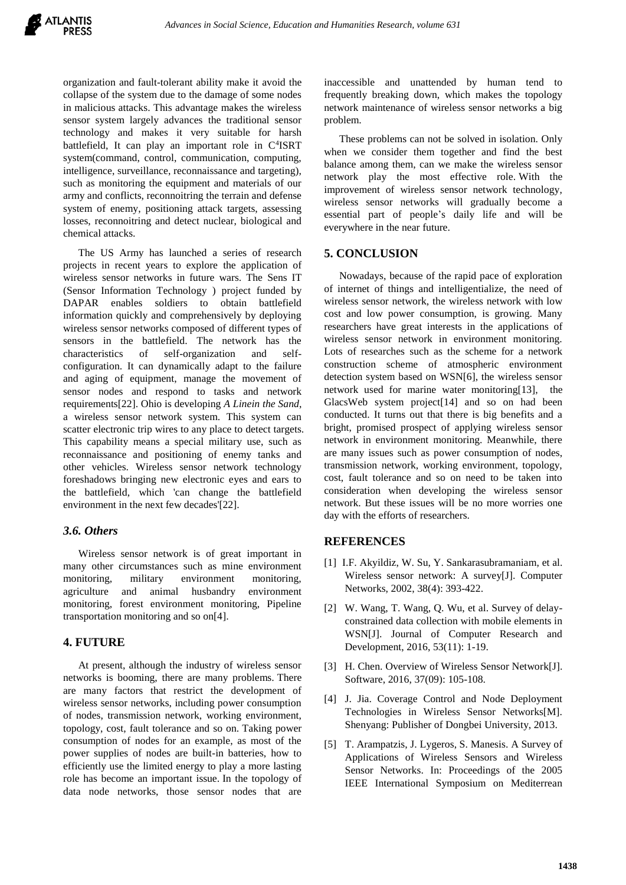organization and fault-tolerant ability make it avoid the collapse of the system due to the damage of some nodes in malicious attacks. This advantage makes the wireless sensor system largely advances the traditional sensor technology and makes it very suitable for harsh battlefield, It can play an important role in $C^4$ISRT system(command, control, communication, computing, intelligence, surveillance, reconnaissance and targeting), such as monitoring the equipment and materials of our army and conflicts, reconnoitring the terrain and defense system of enemy, positioning attack targets, assessing losses, reconnoitring and detect nuclear, biological and chemical attacks.

The US Army has launched a series of research projects in recent years to explore the application of wireless sensor networks in future wars. The Sens IT (Sensor Information Technology ) project funded by DAPAR enables soldiers to obtain battlefield information quickly and comprehensively by deploying wireless sensor networks composed of different types of sensors in the battlefield. The network has the characteristics of self-organization and self-configuration. It can dynamically adapt to the failure and aging of equipment, manage the movement of sensor nodes and respond to tasks and network requirements[22]. Ohio is developing *A Linein the Sand*, a wireless sensor network system. This system can scatter electronic trip wires to any place to detect targets. This capability means a special military use, such as reconnaissance and positioning of enemy tanks and other vehicles. Wireless sensor network technology foreshadows bringing new electronic eyes and ears to the battlefield, which 'can change the battlefield environment in the next few decades'[22].

### *3.6. Others*

Wireless sensor network is of great important in many other circumstances such as mine environment monitoring, military environment monitoring, agriculture and animal husbandry environment monitoring, forest environment monitoring, Pipeline transportation monitoring and so on[4].

## 4. FUTURE

At present, although the industry of wireless sensor networks is booming, there are many problems. There are many factors that restrict the development of wireless sensor networks, including power consumption of nodes, transmission network, working environment, topology, cost, fault tolerance and so on. Taking power consumption of nodes for an example, as most of the power supplies of nodes are built-in batteries, how to efficiently use the limited energy to play a more lasting role has become an important issue. In the topology of data node networks, those sensor nodes that are inaccessible and unattended by human tend to frequently breaking down, which makes the topology network maintenance of wireless sensor networks a big problem.

These problems can not be solved in isolation. Only when we consider them together and find the best balance among them, can we make the wireless sensor network play the most effective role. With the improvement of wireless sensor network technology, wireless sensor networks will gradually become a essential part of people's daily life and will be everywhere in the near future.

## 5. CONCLUSION

Nowadays, because of the rapid pace of exploration of internet of things and intelligentialize, the need of wireless sensor network, the wireless network with low cost and low power consumption, is growing. Many researchers have great interests in the applications of wireless sensor network in environment monitoring. Lots of researches such as the scheme for a network construction scheme of atmospheric environment detection system based on WSN[6], the wireless sensor network used for marine water monitoring[13], the GlacsWeb system project[14] and so on had been conducted. It turns out that there is big benefits and a bright, promised prospect of applying wireless sensor network in environment monitoring. Meanwhile, there are many issues such as power consumption of nodes, transmission network, working environment, topology, cost, fault tolerance and so on need to be taken into consideration when developing the wireless sensor network. But these issues will be no more worries one day with the efforts of researchers.

## REFERENCES

[1] I.F. Akyildiz, W. Su, Y. Sankarasubramaniam, et al. Wireless sensor network: A survey[J]. Computer Networks, 2002, 38(4): 393-422.

[2] W. Wang, T. Wang, Q. Wu, et al. Survey of delay-constrained data collection with mobile elements in WSN[J]. Journal of Computer Research and Development, 2016, 53(11): 1-19.

[3] H. Chen. Overview of Wireless Sensor Network[J]. Software, 2016, 37(09): 105-108.

[4] J. Jia. Coverage Control and Node Deployment Technologies in Wireless Sensor Networks[M]. Shenyang: Publisher of Dongbei University, 2013.

[5] T. Arampatzis, J. Lygeros, S. Manesis. A Survey of Applications of Wireless Sensors and Wireless Sensor Networks. In: Proceedings of the 2005 IEEE International Symposium on Mediterrean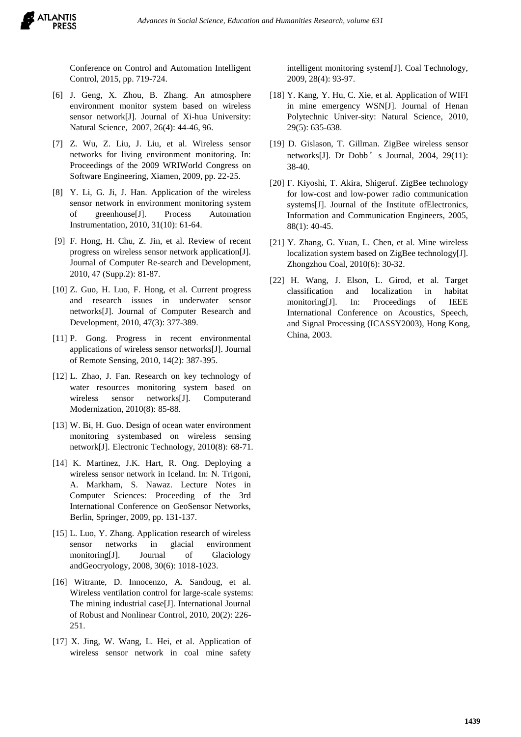Conference on Control and Automation Intelligent Control, 2015, pp. 719-724.

[6] J. Geng, X. Zhou, B. Zhang. An atmosphere environment monitor system based on wireless sensor network[J]. Journal of Xi-hua University: Natural Science, 2007, 26(4): 44-46, 96.

[7] Z. Wu, Z. Liu, J. Liu, et al. Wireless sensor networks for living environment monitoring. In: Proceedings of the 2009 WRIWorld Congress on Software Engineering, Xiamen, 2009, pp. 22-25.

[8] Y. Li, G. Ji, J. Han. Application of the wireless sensor network in environment monitoring system of greenhouse[J]. Process Automation Instrumentation, 2010, 31(10): 61-64.

[9] F. Hong, H. Chu, Z. Jin, et al. Review of recent progress on wireless sensor network application[J]. Journal of Computer Re-search and Development, 2010, 47 (Supp.2): 81-87.

[10] Z. Guo, H. Luo, F. Hong, et al. Current progress and research issues in underwater sensor networks[J]. Journal of Computer Research and Development, 2010, 47(3): 377-389.

[11] P. Gong. Progress in recent environmental applications of wireless sensor networks[J]. Journal of Remote Sensing, 2010, 14(2): 387-395.

[12] L. Zhao, J. Fan. Research on key technology of water resources monitoring system based on wireless sensor networks[J]. Computerand Modernization, 2010(8): 85-88.

[13] W. Bi, H. Guo. Design of ocean water environment monitoring systembased on wireless sensing network[J]. Electronic Technology, 2010(8): 68-71.

[14] K. Martinez, J.K. Hart, R. Ong. Deploying a wireless sensor network in Iceland. In: N. Trigoni, A. Markham, S. Nawaz. Lecture Notes in Computer Sciences: Proceeding of the 3rd International Conference on GeoSensor Networks, Berlin, Springer, 2009, pp. 131-137.

[15] L. Luo, Y. Zhang. Application research of wireless sensor networks in glacial environment monitoring[J]. Journal of Glaciology andGeocryology, 2008, 30(6): 1018-1023.

[16] Witrante, D. Innocenzo, A. Sandoug, et al. Wireless ventilation control for large-scale systems: The mining industrial case[J]. International Journal of Robust and Nonlinear Control, 2010, 20(2): 226-251.

[17] X. Jing, W. Wang, L. Hei, et al. Application of wireless sensor network in coal mine safety intelligent monitoring system[J]. Coal Technology, 2009, 28(4): 93-97.

[18] Y. Kang, Y. Hu, C. Xie, et al. Application of WIFI in mine emergency WSN[J]. Journal of Henan Polytechnic Univer-sity: Natural Science, 2010, 29(5): 635-638.

[19] D. Gislason, T. Gillman. ZigBee wireless sensor networks[J]. Dr Dobb's Journal, 2004, 29(11): 38-40.

[20] F. Kiyoshi, T. Akira, Shigeruf. ZigBee technology for low-cost and low-power radio communication systems[J]. Journal of the Institute ofElectronics, Information and Communication Engineers, 2005, 88(1): 40-45.

[21] Y. Zhang, G. Yuan, L. Chen, et al. Mine wireless localization system based on ZigBee technology[J]. Zhongzhou Coal, 2010(6): 30-32.

[22] H. Wang, J. Elson, L. Girod, et al. Target classification and localization in habitat monitoring[J]. In: Proceedings of IEEE International Conference on Acoustics, Speech, and Signal Processing (ICASSY2003), Hong Kong, China, 2003.